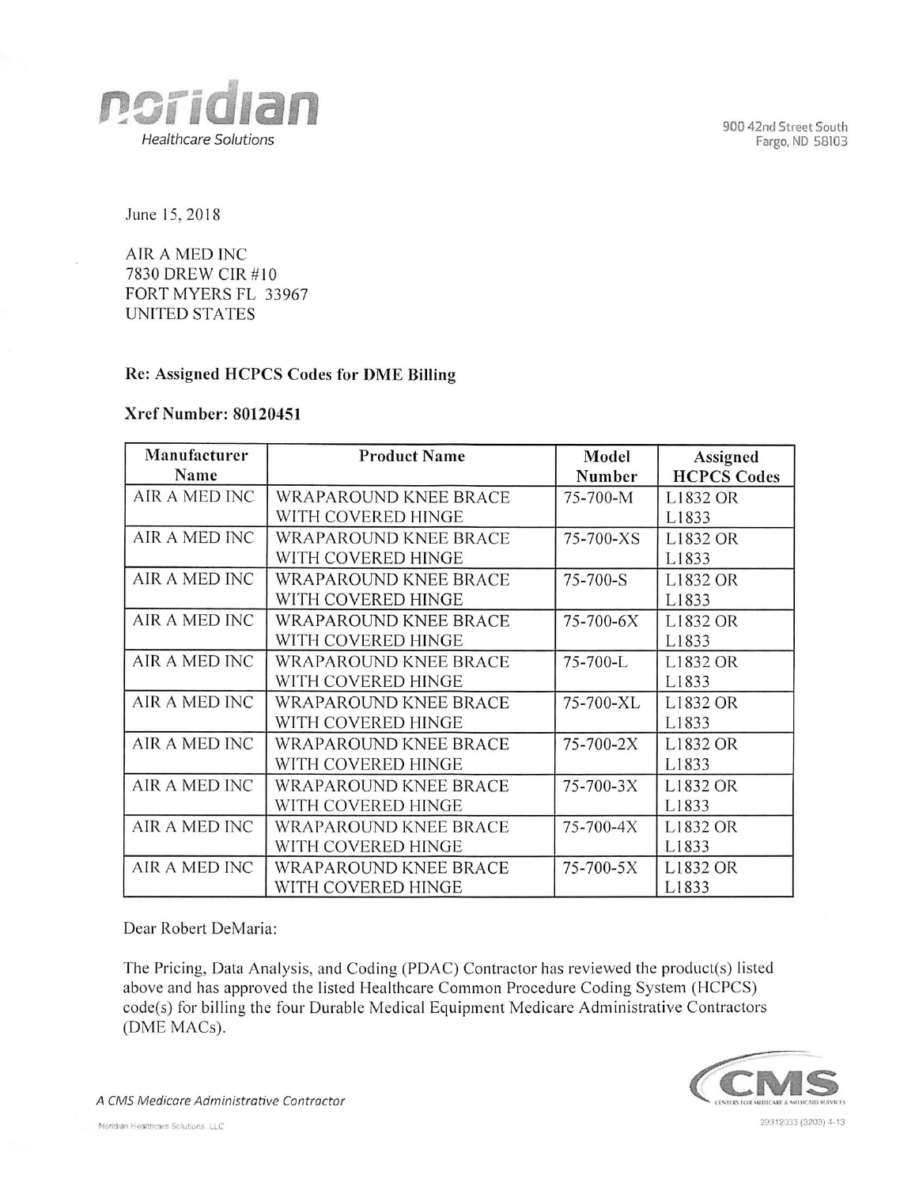**noridian**
*Healthcare Solutions*

900 42nd Street South
Fargo, ND 58103

June 15, 2018

AIR A MED INC
7830 DREW CIR #10
FORT MYERS FL 33967
UNITED STATES

**Re: Assigned HCPCS Codes for DME Billing**

**Xref Number: 80120451**

| Manufacturer Name | Product Name | Model Number | Assigned HCPCS Codes |
|---|---|---|---|
| AIR A MED INC | WRAPAROUND KNEE BRACE WITH COVERED HINGE | 75-700-M | L1832 OR L1833 |
| AIR A MED INC | WRAPAROUND KNEE BRACE WITH COVERED HINGE | 75-700-XS | L1832 OR L1833 |
| AIR A MED INC | WRAPAROUND KNEE BRACE WITH COVERED HINGE | 75-700-S | L1832 OR L1833 |
| AIR A MED INC | WRAPAROUND KNEE BRACE WITH COVERED HINGE | 75-700-6X | L1832 OR L1833 |
| AIR A MED INC | WRAPAROUND KNEE BRACE WITH COVERED HINGE | 75-700-L | L1832 OR L1833 |
| AIR A MED INC | WRAPAROUND KNEE BRACE WITH COVERED HINGE | 75-700-XL | L1832 OR L1833 |
| AIR A MED INC | WRAPAROUND KNEE BRACE WITH COVERED HINGE | 75-700-2X | L1832 OR L1833 |
| AIR A MED INC | WRAPAROUND KNEE BRACE WITH COVERED HINGE | 75-700-3X | L1832 OR L1833 |
| AIR A MED INC | WRAPAROUND KNEE BRACE WITH COVERED HINGE | 75-700-4X | L1832 OR L1833 |
| AIR A MED INC | WRAPAROUND KNEE BRACE WITH COVERED HINGE | 75-700-5X | L1832 OR L1833 |

Dear Robert DeMaria:

The Pricing, Data Analysis, and Coding (PDAC) Contractor has reviewed the product(s) listed above and has approved the listed Healthcare Common Procedure Coding System (HCPCS) code(s) for billing the four Durable Medical Equipment Medicare Administrative Contractors (DME MACs).

*A CMS Medicare Administrative Contractor*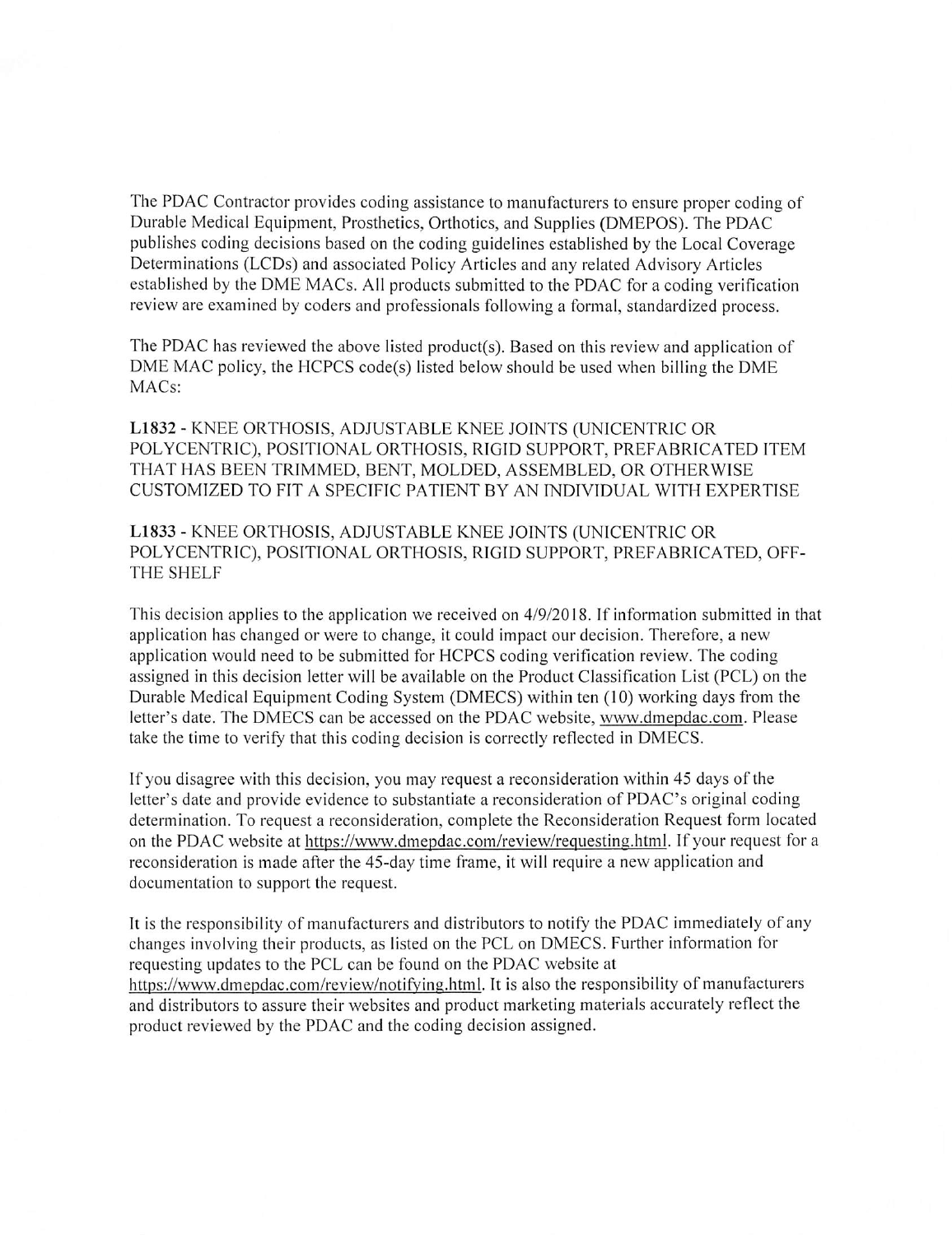The PDAC Contractor provides coding assistance to manufacturers to ensure proper coding of Durable Medical Equipment, Prosthetics, Orthotics, and Supplies (DMEPOS). The PDAC publishes coding decisions based on the coding guidelines established by the Local Coverage Determinations (LCDs) and associated Policy Articles and any related Advisory Articles established by the DME MACs. All products submitted to the PDAC for a coding verification review are examined by coders and professionals following a formal, standardized process.

The PDAC has reviewed the above listed product(s). Based on this review and application of DME MAC policy, the HCPCS code(s) listed below should be used when billing the DME MACs:

**L1832** - KNEE ORTHOSIS, ADJUSTABLE KNEE JOINTS (UNICENTRIC OR POLYCENTRIC), POSITIONAL ORTHOSIS, RIGID SUPPORT, PREFABRICATED ITEM THAT HAS BEEN TRIMMED, BENT, MOLDED, ASSEMBLED, OR OTHERWISE CUSTOMIZED TO FIT A SPECIFIC PATIENT BY AN INDIVIDUAL WITH EXPERTISE

**L1833** - KNEE ORTHOSIS, ADJUSTABLE KNEE JOINTS (UNICENTRIC OR POLYCENTRIC), POSITIONAL ORTHOSIS, RIGID SUPPORT, PREFABRICATED, OFF-THE SHELF

This decision applies to the application we received on 4/9/2018. If information submitted in that application has changed or were to change, it could impact our decision. Therefore, a new application would need to be submitted for HCPCS coding verification review. The coding assigned in this decision letter will be available on the Product Classification List (PCL) on the Durable Medical Equipment Coding System (DMECS) within ten (10) working days from the letter's date. The DMECS can be accessed on the PDAC website, www.dmepdac.com. Please take the time to verify that this coding decision is correctly reflected in DMECS.

If you disagree with this decision, you may request a reconsideration within 45 days of the letter's date and provide evidence to substantiate a reconsideration of PDAC's original coding determination. To request a reconsideration, complete the Reconsideration Request form located on the PDAC website at https://www.dmepdac.com/review/requesting.html. If your request for a reconsideration is made after the 45-day time frame, it will require a new application and documentation to support the request.

It is the responsibility of manufacturers and distributors to notify the PDAC immediately of any changes involving their products, as listed on the PCL on DMECS. Further information for requesting updates to the PCL can be found on the PDAC website at https://www.dmepdac.com/review/notifying.html. It is also the responsibility of manufacturers and distributors to assure their websites and product marketing materials accurately reflect the product reviewed by the PDAC and the coding decision assigned.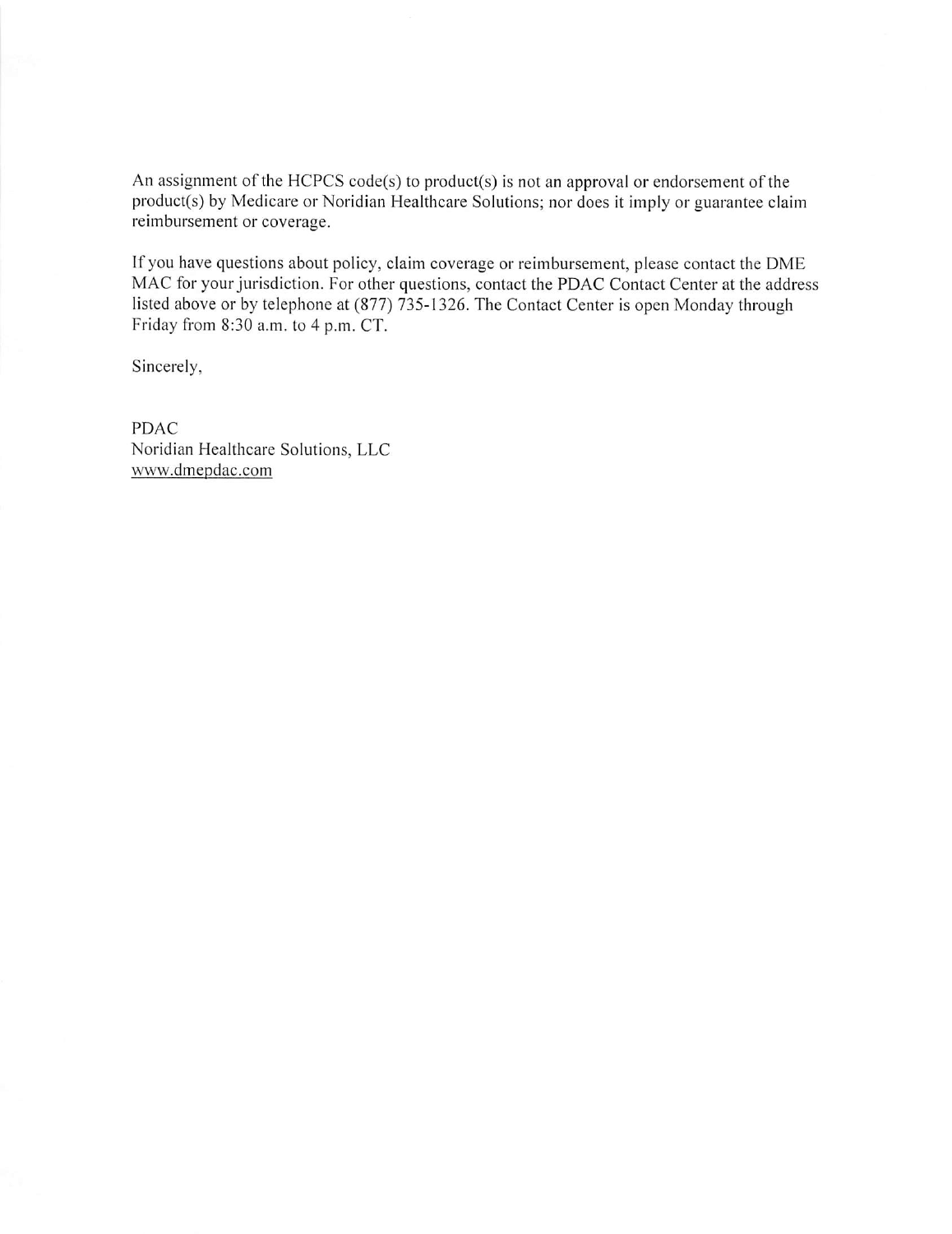An assignment of the HCPCS code(s) to product(s) is not an approval or endorsement of the product(s) by Medicare or Noridian Healthcare Solutions; nor does it imply or guarantee claim reimbursement or coverage.

If you have questions about policy, claim coverage or reimbursement, please contact the DME MAC for your jurisdiction. For other questions, contact the PDAC Contact Center at the address listed above or by telephone at (877) 735-1326. The Contact Center is open Monday through Friday from 8:30 a.m. to 4 p.m. CT.

Sincerely,

PDAC
Noridian Healthcare Solutions, LLC
www.dmepdac.com